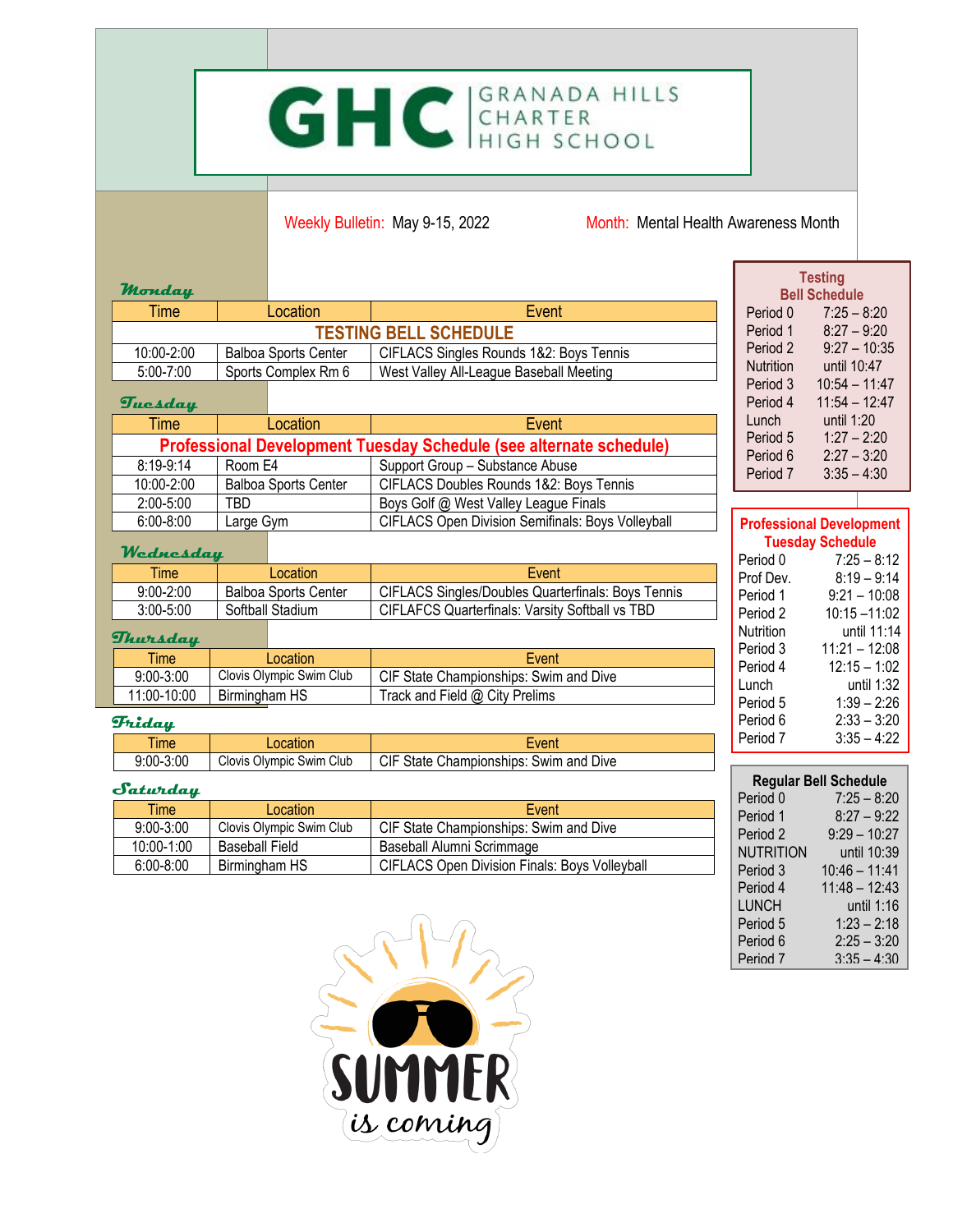# GRANADA HILLS CHARTER HIGH SCHOOL

Weekly Bulletin: May 9-15, 2022

Month: Mental Health Awareness Month

### Monday

| Time | Location | Event |
|---|---|---|
| TESTING BELL SCHEDULE | | |
| 10:00-2:00 | Balboa Sports Center | CIFLACS Singles Rounds 1&2: Boys Tennis |
| 5:00-7:00 | Sports Complex Rm 6 | West Valley All-League Baseball Meeting |

### Tuesday

| Time | Location | Event |
|---|---|---|
| Professional Development Tuesday Schedule (see alternate schedule) | | |
| 8:19-9:14 | Room E4 | Support Group – Substance Abuse |
| 10:00-2:00 | Balboa Sports Center | CIFLACS Doubles Rounds 1&2: Boys Tennis |
| 2:00-5:00 | TBD | Boys Golf @ West Valley League Finals |
| 6:00-8:00 | Large Gym | CIFLACS Open Division Semifinals: Boys Volleyball |

### Wednesday

| Time | Location | Event |
|---|---|---|
| 9:00-2:00 | Balboa Sports Center | CIFLACS Singles/Doubles Quarterfinals: Boys Tennis |
| 3:00-5:00 | Softball Stadium | CIFLAFCS Quarterfinals: Varsity Softball vs TBD |

### Thursday

| Time | Location | Event |
|---|---|---|
| 9:00-3:00 | Clovis Olympic Swim Club | CIF State Championships: Swim and Dive |
| 11:00-10:00 | Birmingham HS | Track and Field @ City Prelims |

### Friday

| Time | Location | Event |
|---|---|---|
| 9:00-3:00 | Clovis Olympic Swim Club | CIF State Championships: Swim and Dive |

### Saturday

| Time | Location | Event |
|---|---|---|
| 9:00-3:00 | Clovis Olympic Swim Club | CIF State Championships: Swim and Dive |
| 10:00-1:00 | Baseball Field | Baseball Alumni Scrimmage |
| 6:00-8:00 | Birmingham HS | CIFLACS Open Division Finals: Boys Volleyball |

### Testing Bell Schedule

| Period | Time |
|---|---|
| Period 0 | 7:25 – 8:20 |
| Period 1 | 8:27 – 9:20 |
| Period 2 | 9:27 – 10:35 |
| Nutrition | until 10:47 |
| Period 3 | 10:54 – 11:47 |
| Period 4 | 11:54 – 12:47 |
| Lunch | until 1:20 |
| Period 5 | 1:27 – 2:20 |
| Period 6 | 2:27 – 3:20 |
| Period 7 | 3:35 – 4:30 |

### Professional Development Tuesday Schedule

| Period | Time |
|---|---|
| Period 0 | 7:25 – 8:12 |
| Prof Dev. | 8:19 – 9:14 |
| Period 1 | 9:21 – 10:08 |
| Period 2 | 10:15 –11:02 |
| Nutrition | until 11:14 |
| Period 3 | 11:21 – 12:08 |
| Period 4 | 12:15 – 1:02 |
| Lunch | until 1:32 |
| Period 5 | 1:39 – 2:26 |
| Period 6 | 2:33 – 3:20 |
| Period 7 | 3:35 – 4:22 |

### Regular Bell Schedule

| Period | Time |
|---|---|
| Period 0 | 7:25 – 8:20 |
| Period 1 | 8:27 – 9:22 |
| Period 2 | 9:29 – 10:27 |
| NUTRITION | until 10:39 |
| Period 3 | 10:46 – 11:41 |
| Period 4 | 11:48 – 12:43 |
| LUNCH | until 1:16 |
| Period 5 | 1:23 – 2:18 |
| Period 6 | 2:25 – 3:20 |
| Period 7 | 3:35 – 4:30 |

SUMMER is coming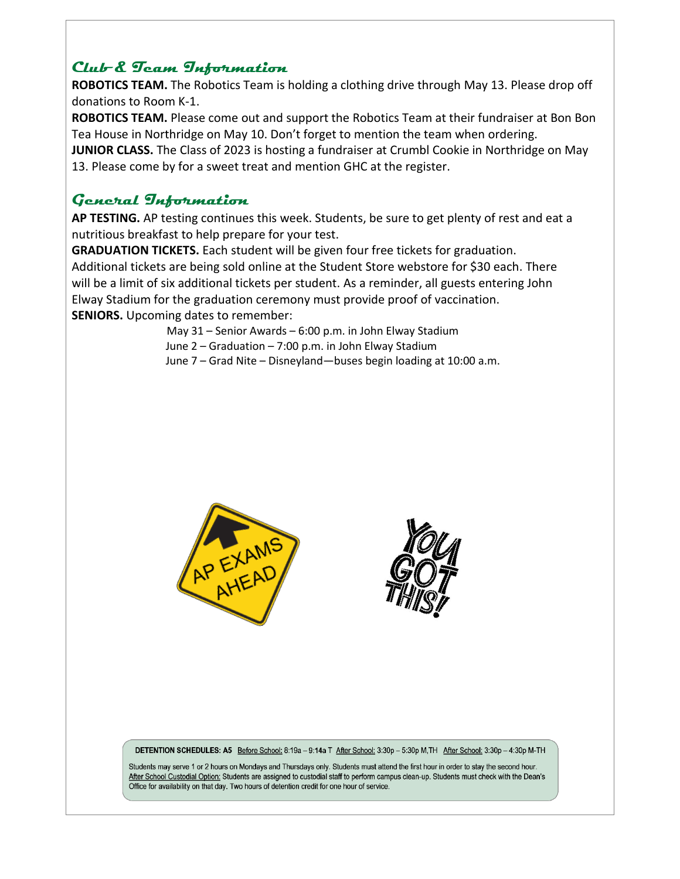## Club & Team Information

**ROBOTICS TEAM.** The Robotics Team is holding a clothing drive through May 13. Please drop off donations to Room K-1.

**ROBOTICS TEAM.** Please come out and support the Robotics Team at their fundraiser at Bon Bon Tea House in Northridge on May 10. Don't forget to mention the team when ordering.

**JUNIOR CLASS.** The Class of 2023 is hosting a fundraiser at Crumbl Cookie in Northridge on May 13. Please come by for a sweet treat and mention GHC at the register.

## General Information

**AP TESTING.** AP testing continues this week. Students, be sure to get plenty of rest and eat a nutritious breakfast to help prepare for your test.

**GRADUATION TICKETS.** Each student will be given four free tickets for graduation. Additional tickets are being sold online at the Student Store webstore for $30 each. There will be a limit of six additional tickets per student. As a reminder, all guests entering John Elway Stadium for the graduation ceremony must provide proof of vaccination.

**SENIORS.** Upcoming dates to remember:

May 31 – Senior Awards – 6:00 p.m. in John Elway Stadium
June 2 – Graduation – 7:00 p.m. in John Elway Stadium
June 7 – Grad Nite – Disneyland—buses begin loading at 10:00 a.m.

**DETENTION SCHEDULES: A5** Before School: 8:19a – 9:14a T After School: 3:30p – 5:30p M,TH After School: 3:30p – 4:30p M-TH

Students may serve 1 or 2 hours on Mondays and Thursdays only. Students must attend the first hour in order to stay the second hour. After School Custodial Option: Students are assigned to custodial staff to perform campus clean-up. Students must check with the Dean's Office for availability on that day. Two hours of detention credit for one hour of service.